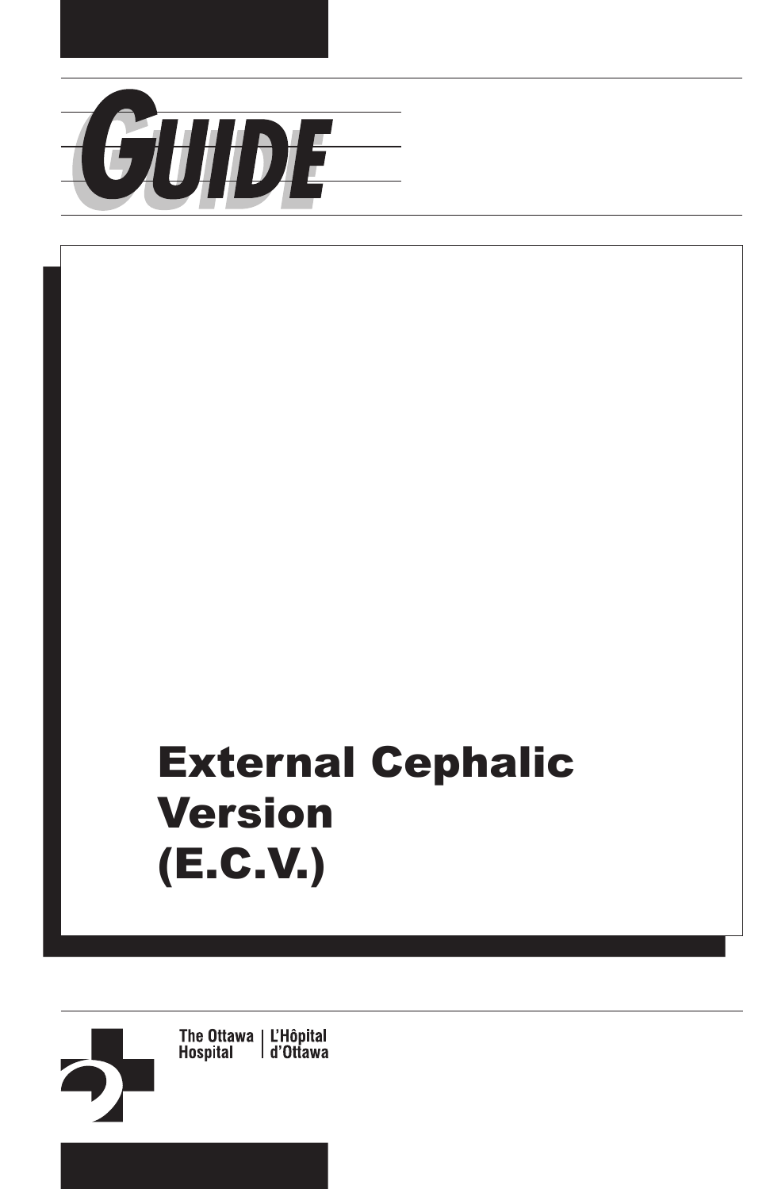# GUIDE

# External Cephalic Version (E.C.V.)

The Ottawa Hospital | L'Hôpital d'Ottawa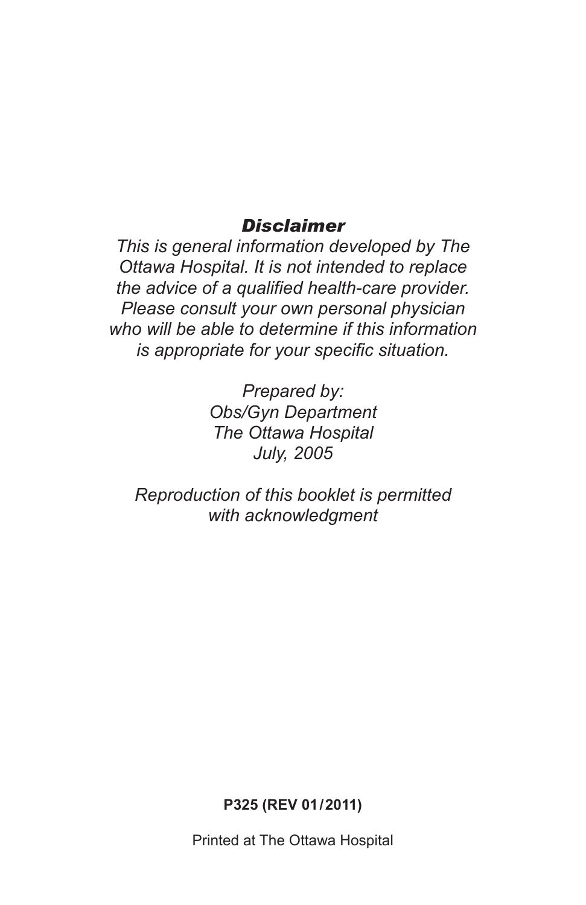### *Disclaimer*

*This is general information developed by The Ottawa Hospital. It is not intended to replace the advice of a qualified health-care provider. Please consult your own personal physician who will be able to determine if this information is appropriate for your specific situation.*

*Prepared by:*
*Obs/Gyn Department*
*The Ottawa Hospital*
*July, 2005*

*Reproduction of this booklet is permitted with acknowledgment*

**P325 (REV 01/2011)**

Printed at The Ottawa Hospital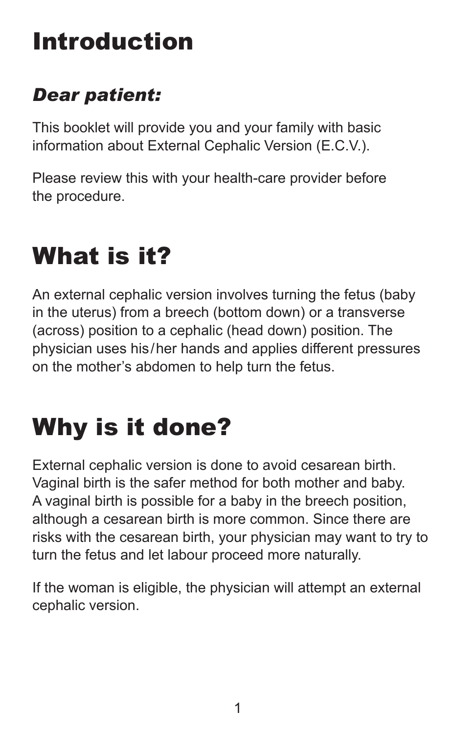# Introduction

## *Dear patient:*

This booklet will provide you and your family with basic information about External Cephalic Version (E.C.V.).

Please review this with your health-care provider before the procedure.

# What is it?

An external cephalic version involves turning the fetus (baby in the uterus) from a breech (bottom down) or a transverse (across) position to a cephalic (head down) position. The physician uses his/her hands and applies different pressures on the mother's abdomen to help turn the fetus.

# Why is it done?

External cephalic version is done to avoid cesarean birth. Vaginal birth is the safer method for both mother and baby. A vaginal birth is possible for a baby in the breech position, although a cesarean birth is more common. Since there are risks with the cesarean birth, your physician may want to try to turn the fetus and let labour proceed more naturally.

If the woman is eligible, the physician will attempt an external cephalic version.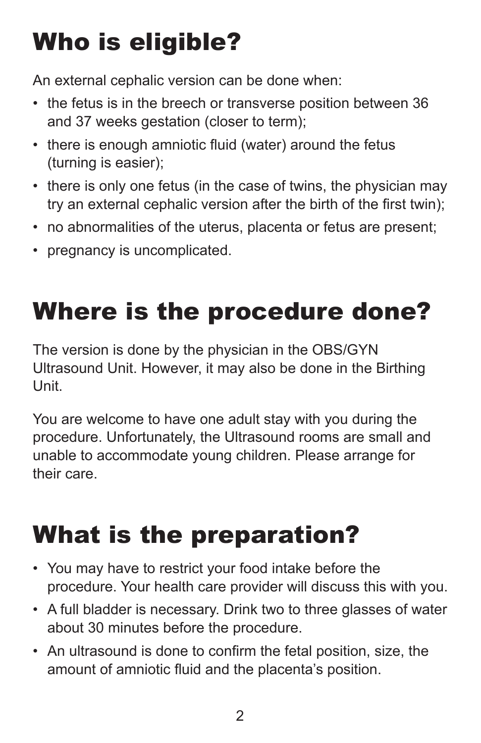# Who is eligible?

An external cephalic version can be done when:

- the fetus is in the breech or transverse position between 36 and 37 weeks gestation (closer to term);
- there is enough amniotic fluid (water) around the fetus (turning is easier);
- there is only one fetus (in the case of twins, the physician may try an external cephalic version after the birth of the first twin);
- no abnormalities of the uterus, placenta or fetus are present;
- pregnancy is uncomplicated.

# Where is the procedure done?

The version is done by the physician in the OBS/GYN Ultrasound Unit. However, it may also be done in the Birthing Unit.

You are welcome to have one adult stay with you during the procedure. Unfortunately, the Ultrasound rooms are small and unable to accommodate young children. Please arrange for their care.

# What is the preparation?

- You may have to restrict your food intake before the procedure. Your health care provider will discuss this with you.
- A full bladder is necessary. Drink two to three glasses of water about 30 minutes before the procedure.
- An ultrasound is done to confirm the fetal position, size, the amount of amniotic fluid and the placenta's position.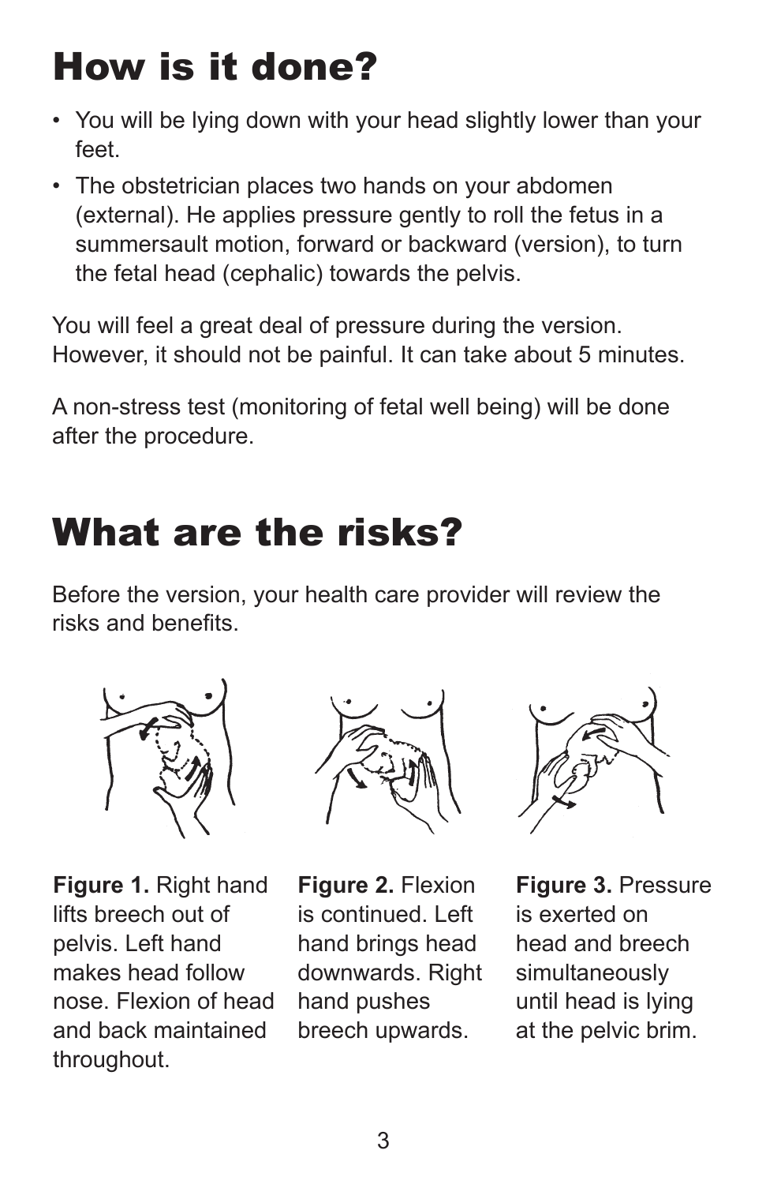# How is it done?

- You will be lying down with your head slightly lower than your feet.
- The obstetrician places two hands on your abdomen (external). He applies pressure gently to roll the fetus in a summersault motion, forward or backward (version), to turn the fetal head (cephalic) towards the pelvis.

You will feel a great deal of pressure during the version. However, it should not be painful. It can take about 5 minutes.

A non-stress test (monitoring of fetal well being) will be done after the procedure.

# What are the risks?

Before the version, your health care provider will review the risks and benefits.

**Figure 1.** Right hand lifts breech out of pelvis. Left hand makes head follow nose. Flexion of head and back maintained throughout.

**Figure 2.** Flexion is continued. Left hand brings head downwards. Right hand pushes breech upwards.

**Figure 3.** Pressure is exerted on head and breech simultaneously until head is lying at the pelvic brim.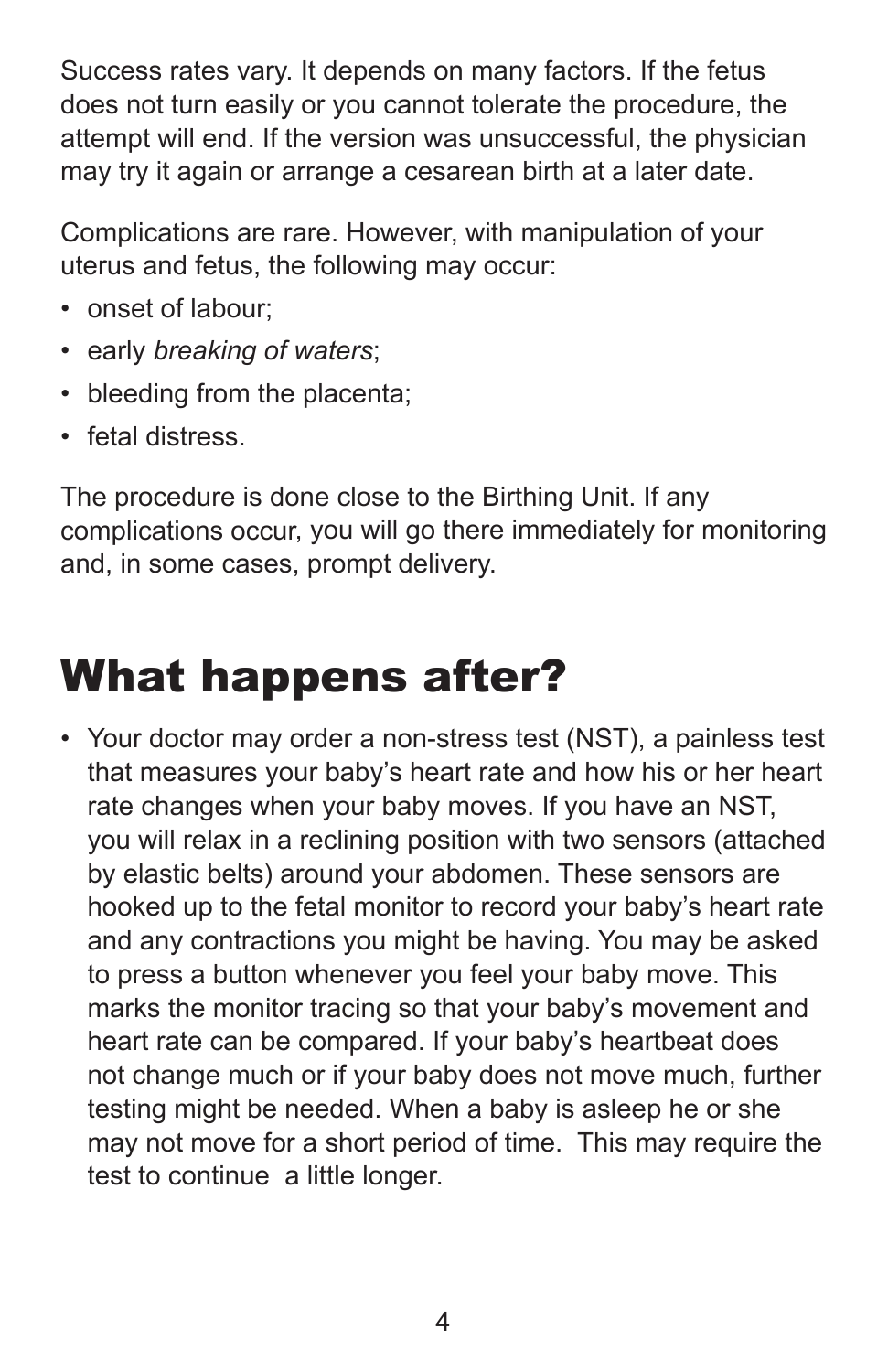Success rates vary. It depends on many factors. If the fetus does not turn easily or you cannot tolerate the procedure, the attempt will end. If the version was unsuccessful, the physician may try it again or arrange a cesarean birth at a later date.

Complications are rare. However, with manipulation of your uterus and fetus, the following may occur:

- onset of labour;
- early *breaking of waters*;
- bleeding from the placenta;
- fetal distress.

The procedure is done close to the Birthing Unit. If any complications occur, you will go there immediately for monitoring and, in some cases, prompt delivery.

# What happens after?

- Your doctor may order a non-stress test (NST), a painless test that measures your baby's heart rate and how his or her heart rate changes when your baby moves. If you have an NST, you will relax in a reclining position with two sensors (attached by elastic belts) around your abdomen. These sensors are hooked up to the fetal monitor to record your baby's heart rate and any contractions you might be having. You may be asked to press a button whenever you feel your baby move. This marks the monitor tracing so that your baby's movement and heart rate can be compared. If your baby's heartbeat does not change much or if your baby does not move much, further testing might be needed. When a baby is asleep he or she may not move for a short period of time. This may require the test to continue a little longer.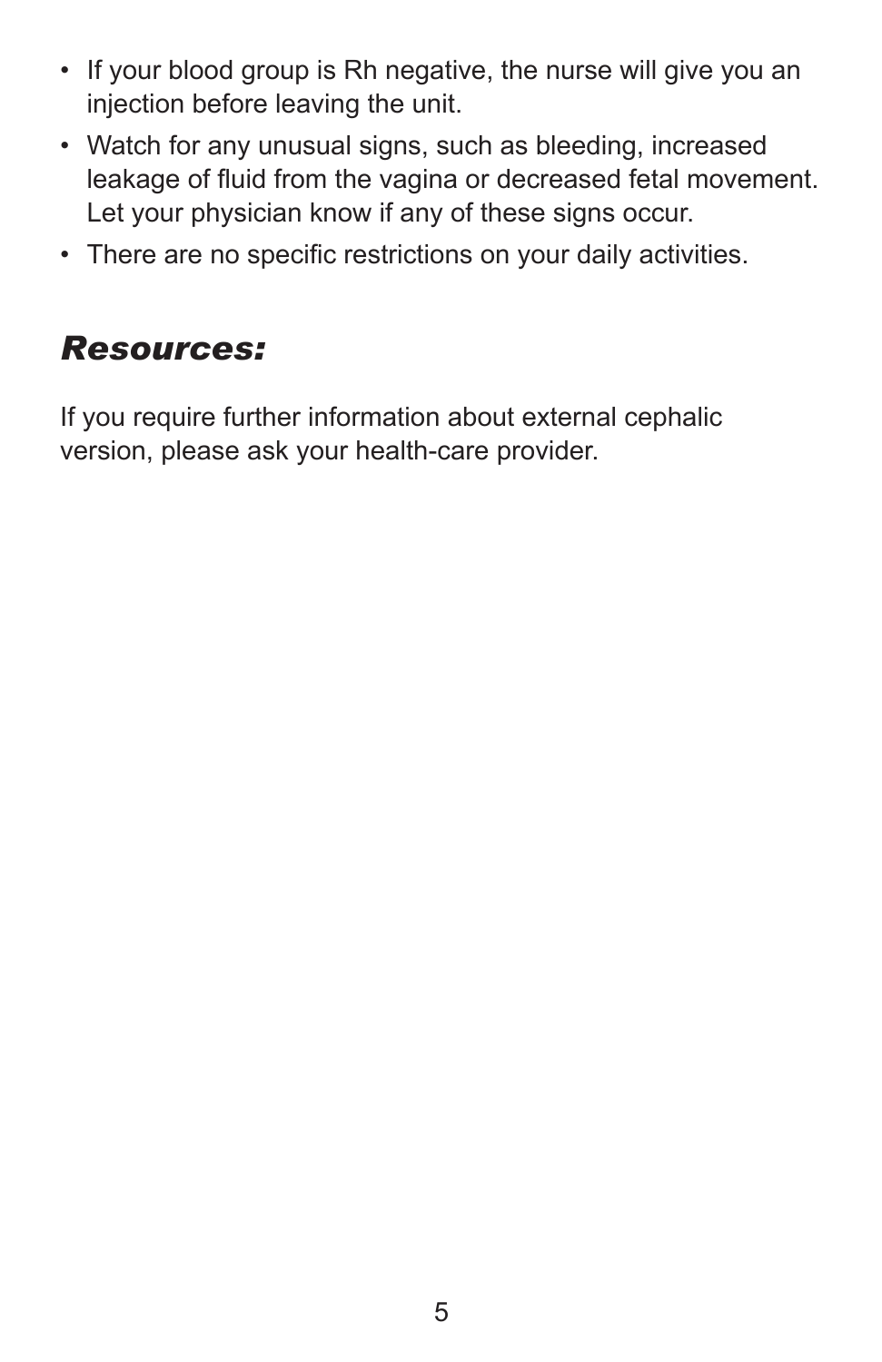- If your blood group is Rh negative, the nurse will give you an injection before leaving the unit.
- Watch for any unusual signs, such as bleeding, increased leakage of fluid from the vagina or decreased fetal movement. Let your physician know if any of these signs occur.
- There are no specific restrictions on your daily activities.

## *Resources:*

If you require further information about external cephalic version, please ask your health-care provider.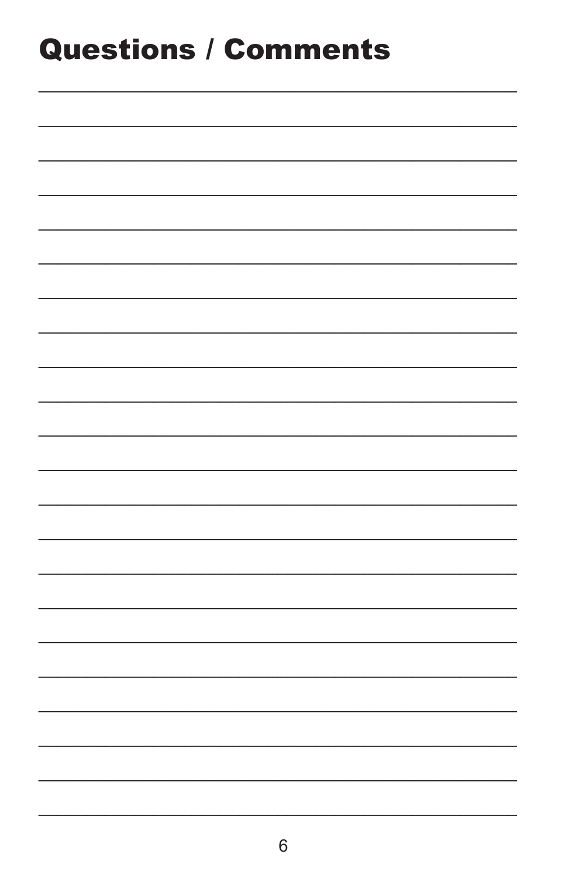# Questions / Comments